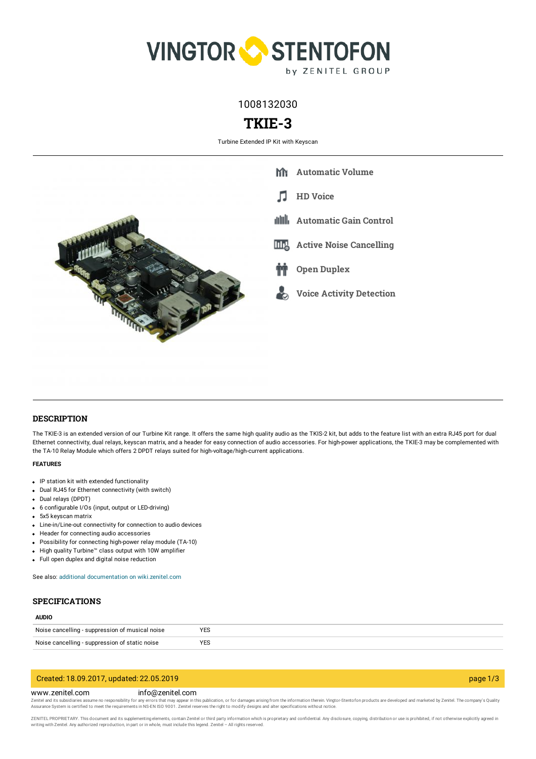1008132030

# TKIE-3

Turbine Extended IP Kit with Keyscan

- Automatic Volume
- HD Voice
- Automatic Gain Control
- Active Noise Cancelling
- Open Duplex
- Voice Activity Detection

## DESCRIPTION

The TKIE-3 is an extended version of our Turbine Kit range. It offers the same high quality audio as the TKIS-2 kit, but adds to the feature list with an extra RJ45 port for dual Ethernet connectivity, dual relays, keyscan matrix, and a header for easy connection of audio accessories. For high-power applications, the TKIE-3 may be complemented with the TA-10 Relay Module which offers 2 DPDT relays suited for high-voltage/high-current applications.

#### FEATURES

- IP station kit with extended functionality
- Dual RJ45 for Ethernet connectivity (with switch)
- Dual relays (DPDT)
- 6 configurable I/Os (input, output or LED-driving)
- 5x5 keyscan matrix
- Line-in/Line-out connectivity for connection to audio devices
- Header for connecting audio accessories
- Possibility for connecting high-power relay module (TA-10)
- High quality Turbine™ class output with 10W amplifier
- Full open duplex and digital noise reduction

See also: additional documentation on wiki.zenitel.com

## SPECIFICATIONS

#### AUDIO

| | |
|---|---|
| Noise cancelling - suppression of musical noise | YES |
| Noise cancelling - suppression of static noise | YES |

Created: 18.09.2017, updated: 22.05.2019

www.zenitel.com info@zenitel.com

Zenitel and its subsidiaries assume no responsibility for any errors that may appear in this publication, or for damages arising from the information therein. Vingtor-Stentofon products are developed and marketed by Zenitel. The company's Quality Assurance System is certified to meet the requirements in NS-EN ISO 9001. Zenitel reserves the right to modify designs and alter specifications without notice.

ZENITEL PROPRIETARY. This document and its supplementing elements, contain Zenitel or third party information which is proprietary and confidential. Any disclosure, copying, distribution or use is prohibited, if not otherwise explicitly agreed in writing with Zenitel. Any authorized reproduction, in part or in whole, must include this legend. Zenitel – All rights reserved.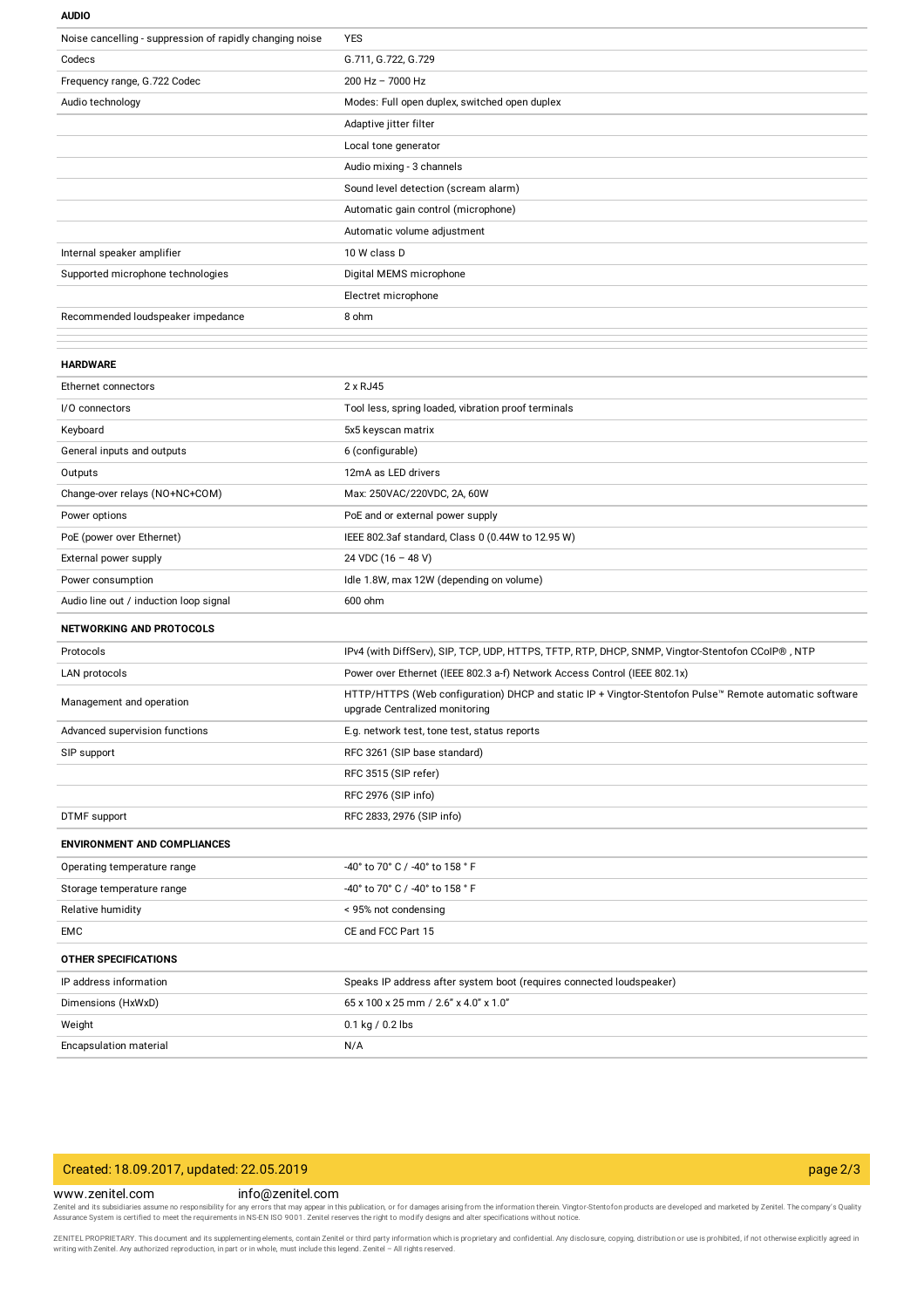### AUDIO

| | |
|---|---|
| Noise cancelling - suppression of rapidly changing noise | YES |
| Codecs | G.711, G.722, G.729 |
| Frequency range, G.722 Codec | 200 Hz – 7000 Hz |
| Audio technology | Modes: Full open duplex, switched open duplex |
| | Adaptive jitter filter |
| | Local tone generator |
| | Audio mixing - 3 channels |
| | Sound level detection (scream alarm) |
| | Automatic gain control (microphone) |
| | Automatic volume adjustment |
| Internal speaker amplifier | 10 W class D |
| Supported microphone technologies | Digital MEMS microphone |
| | Electret microphone |
| Recommended loudspeaker impedance | 8 ohm |

### HARDWARE

| | |
|---|---|
| Ethernet connectors | 2 x RJ45 |
| I/O connectors | Tool less, spring loaded, vibration proof terminals |
| Keyboard | 5x5 keyscan matrix |
| General inputs and outputs | 6 (configurable) |
| Outputs | 12mA as LED drivers |
| Change-over relays (NO+NC+COM) | Max: 250VAC/220VDC, 2A, 60W |
| Power options | PoE and or external power supply |
| PoE (power over Ethernet) | IEEE 802.3af standard, Class 0 (0.44W to 12.95 W) |
| External power supply | 24 VDC (16 – 48 V) |
| Power consumption | Idle 1.8W, max 12W (depending on volume) |
| Audio line out / induction loop signal | 600 ohm |

### NETWORKING AND PROTOCOLS

| | |
|---|---|
| Protocols | IPv4 (with DiffServ), SIP, TCP, UDP, HTTPS, TFTP, RTP, DHCP, SNMP, Vingtor-Stentofon CCoIP® , NTP |
| LAN protocols | Power over Ethernet (IEEE 802.3 a-f) Network Access Control (IEEE 802.1x) |
| Management and operation | HTTP/HTTPS (Web configuration) DHCP and static IP + Vingtor-Stentofon Pulse™ Remote automatic software upgrade Centralized monitoring |
| Advanced supervision functions | E.g. network test, tone test, status reports |
| SIP support | RFC 3261 (SIP base standard) |
| | RFC 3515 (SIP refer) |
| | RFC 2976 (SIP info) |
| DTMF support | RFC 2833, 2976 (SIP info) |

### ENVIRONMENT AND COMPLIANCES

| | |
|---|---|
| Operating temperature range | -40° to 70° C / -40° to 158 ° F |
| Storage temperature range | -40° to 70° C / -40° to 158 ° F |
| Relative humidity | < 95% not condensing |
| EMC | CE and FCC Part 15 |

### OTHER SPECIFICATIONS

| | |
|---|---|
| IP address information | Speaks IP address after system boot (requires connected loudspeaker) |
| Dimensions (HxWxD) | 65 x 100 x 25 mm / 2.6" x 4.0" x 1.0" |
| Weight | 0.1 kg / 0.2 lbs |
| Encapsulation material | N/A |

Created: 18.09.2017, updated: 22.05.2019

www.zenitel.com info@zenitel.com

Zenitel and its subsidiaries assume no responsibility for any errors that may appear in this publication, or for damages arising from the information therein. Vingtor-Stentofon products are developed and marketed by Zenitel. The company's Quality Assurance System is certified to meet the requirements in NS-EN ISO 9001. Zenitel reserves the right to modify designs and alter specifications without notice.

ZENITEL PROPRIETARY. This document and its supplementing elements, contain Zenitel or third party information which is proprietary and confidential. Any disclosure, copying, distribution or use is prohibited, if not otherwise explicitly agreed in writing with Zenitel. Any authorized reproduction, in part or in whole, must include this legend. Zenitel – All rights reserved.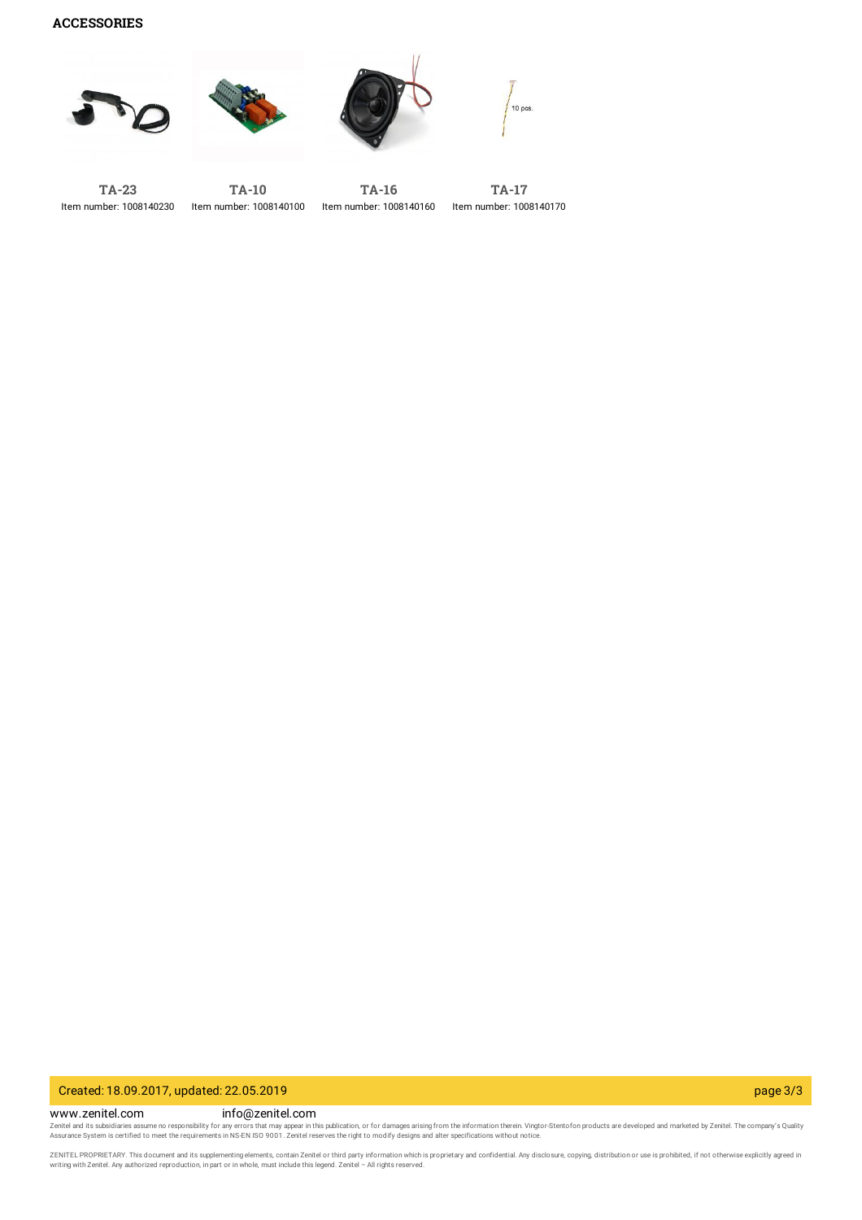## ACCESSORIES

10 pcs.

| TA-23 | TA-10 | TA-16 | TA-17 |
|---|---|---|---|
| Item number: 1008140230 | Item number: 1008140100 | Item number: 1008140160 | Item number: 1008140170 |

Created: 18.09.2017, updated: 22.05.2019

www.zenitel.com info@zenitel.com

Zenitel and its subsidiaries assume no responsibility for any errors that may appear in this publication, or for damages arising from the information therein. Vingtor-Stentofon products are developed and marketed by Zenitel. The company's Quality Assurance System is certified to meet the requirements in NS-EN ISO 9001. Zenitel reserves the right to modify designs and alter specifications without notice.

ZENITEL PROPRIETARY. This document and its supplementing elements, contain Zenitel or third party information which is proprietary and confidential. Any disclosure, copying, distribution or use is prohibited, if not otherwise explicitly agreed in writing with Zenitel. Any authorized reproduction, in part or in whole, must include this legend. Zenitel – All rights reserved.